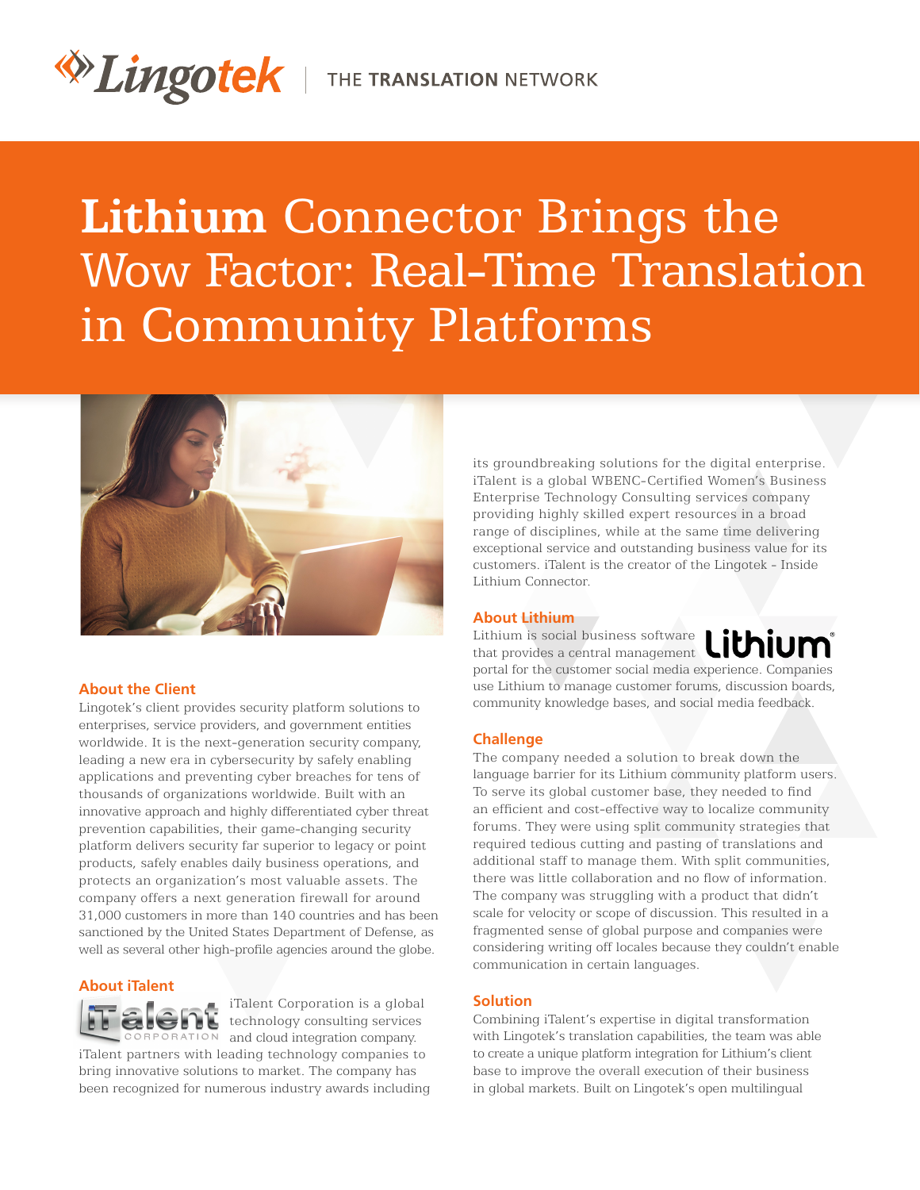Lingotek | THE TRANSLATION NETWORK

# Lithium Connector Brings the Wow Factor: Real-Time Translation in Community Platforms

## About the Client

Lingotek's client provides security platform solutions to enterprises, service providers, and government entities worldwide. It is the next-generation security company, leading a new era in cybersecurity by safely enabling applications and preventing cyber breaches for tens of thousands of organizations worldwide. Built with an innovative approach and highly differentiated cyber threat prevention capabilities, their game-changing security platform delivers security far superior to legacy or point products, safely enables daily business operations, and protects an organization's most valuable assets. The company offers a next generation firewall for around 31,000 customers in more than 140 countries and has been sanctioned by the United States Department of Defense, as well as several other high-profile agencies around the globe.

## About iTalent

iTalent Corporation is a global technology consulting services and cloud integration company. iTalent partners with leading technology companies to bring innovative solutions to market. The company has been recognized for numerous industry awards including its groundbreaking solutions for the digital enterprise. iTalent is a global WBENC-Certified Women's Business Enterprise Technology Consulting services company providing highly skilled expert resources in a broad range of disciplines, while at the same time delivering exceptional service and outstanding business value for its customers. iTalent is the creator of the Lingotek - Inside Lithium Connector.

## About Lithium

Lithium is social business software that provides a central management portal for the customer social media experience. Companies use Lithium to manage customer forums, discussion boards, community knowledge bases, and social media feedback.

## Challenge

The company needed a solution to break down the language barrier for its Lithium community platform users. To serve its global customer base, they needed to find an efficient and cost-effective way to localize community forums. They were using split community strategies that required tedious cutting and pasting of translations and additional staff to manage them. With split communities, there was little collaboration and no flow of information. The company was struggling with a product that didn't scale for velocity or scope of discussion. This resulted in a fragmented sense of global purpose and companies were considering writing off locales because they couldn't enable communication in certain languages.

## Solution

Combining iTalent's expertise in digital transformation with Lingotek's translation capabilities, the team was able to create a unique platform integration for Lithium's client base to improve the overall execution of their business in global markets. Built on Lingotek's open multilingual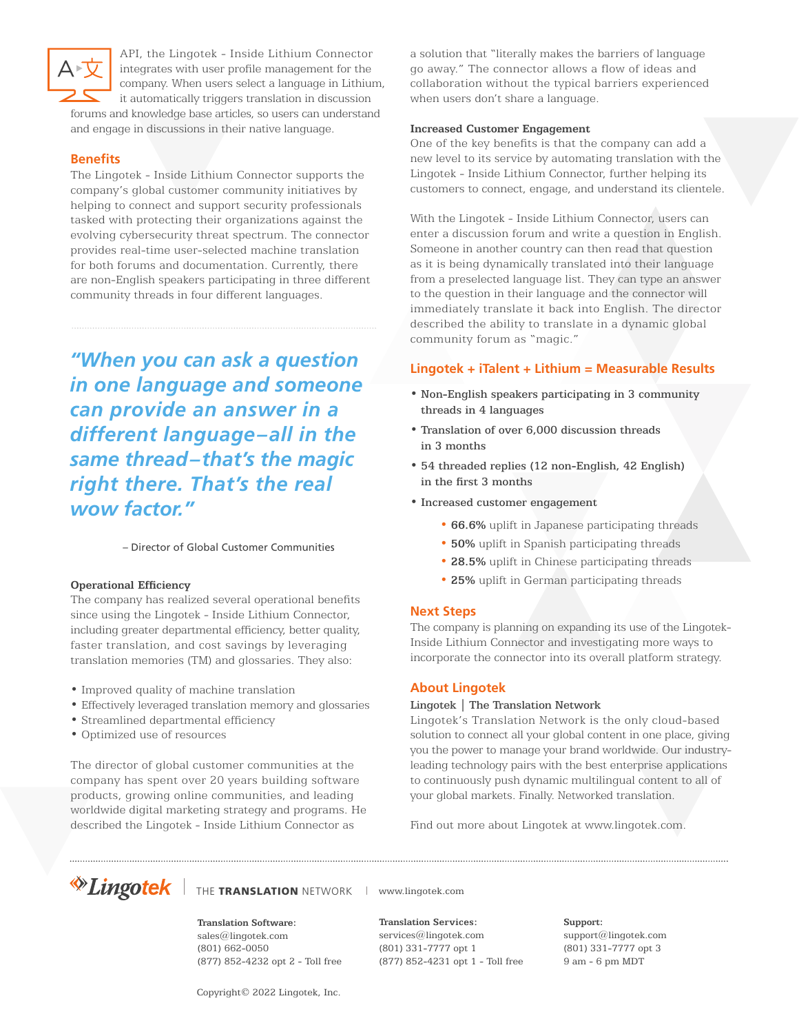API, the Lingotek - Inside Lithium Connector integrates with user profile management for the company. When users select a language in Lithium, it automatically triggers translation in discussion forums and knowledge base articles, so users can understand and engage in discussions in their native language.

## Benefits

The Lingotek - Inside Lithium Connector supports the company's global customer community initiatives by helping to connect and support security professionals tasked with protecting their organizations against the evolving cybersecurity threat spectrum. The connector provides real-time user-selected machine translation for both forums and documentation. Currently, there are non-English speakers participating in three different community threads in four different languages.

> *"When you can ask a question in one language and someone can provide an answer in a different language–all in the same thread–that's the magic right there. That's the real wow factor."*
>
> – Director of Global Customer Communities

**Operational Efficiency**

The company has realized several operational benefits since using the Lingotek - Inside Lithium Connector, including greater departmental efficiency, better quality, faster translation, and cost savings by leveraging translation memories (TM) and glossaries. They also:

- Improved quality of machine translation
- Effectively leveraged translation memory and glossaries
- Streamlined departmental efficiency
- Optimized use of resources

The director of global customer communities at the company has spent over 20 years building software products, growing online communities, and leading worldwide digital marketing strategy and programs. He described the Lingotek - Inside Lithium Connector as a solution that "literally makes the barriers of language go away." The connector allows a flow of ideas and collaboration without the typical barriers experienced when users don't share a language.

**Increased Customer Engagement**

One of the key benefits is that the company can add a new level to its service by automating translation with the Lingotek - Inside Lithium Connector, further helping its customers to connect, engage, and understand its clientele.

With the Lingotek - Inside Lithium Connector, users can enter a discussion forum and write a question in English. Someone in another country can then read that question as it is being dynamically translated into their language from a preselected language list. They can type an answer to the question in their language and the connector will immediately translate it back into English. The director described the ability to translate in a dynamic global community forum as "magic."

## Lingotek + iTalent + Lithium = Measurable Results

- Non-English speakers participating in 3 community threads in 4 languages
- Translation of over 6,000 discussion threads in 3 months
- 54 threaded replies (12 non-English, 42 English) in the first 3 months
- Increased customer engagement
  - **66.6%** uplift in Japanese participating threads
  - **50%** uplift in Spanish participating threads
  - **28.5%** uplift in Chinese participating threads
  - **25%** uplift in German participating threads

## Next Steps

The company is planning on expanding its use of the Lingotek-Inside Lithium Connector and investigating more ways to incorporate the connector into its overall platform strategy.

## About Lingotek

**Lingotek | The Translation Network**

Lingotek's Translation Network is the only cloud-based solution to connect all your global content in one place, giving you the power to manage your brand worldwide. Our industry-leading technology pairs with the best enterprise applications to continuously push dynamic multilingual content to all of your global markets. Finally. Networked translation.

Find out more about Lingotek at www.lingotek.com.

Lingotek | THE TRANSLATION NETWORK | www.lingotek.com

**Translation Software:**
sales@lingotek.com
(801) 662-0050
(877) 852-4232 opt 2 - Toll free

**Translation Services:**
services@lingotek.com
(801) 331-7777 opt 1
(877) 852-4231 opt 1 - Toll free

**Support:**
support@lingotek.com
(801) 331-7777 opt 3
9 am - 6 pm MDT

Copyright© 2022 Lingotek, Inc.